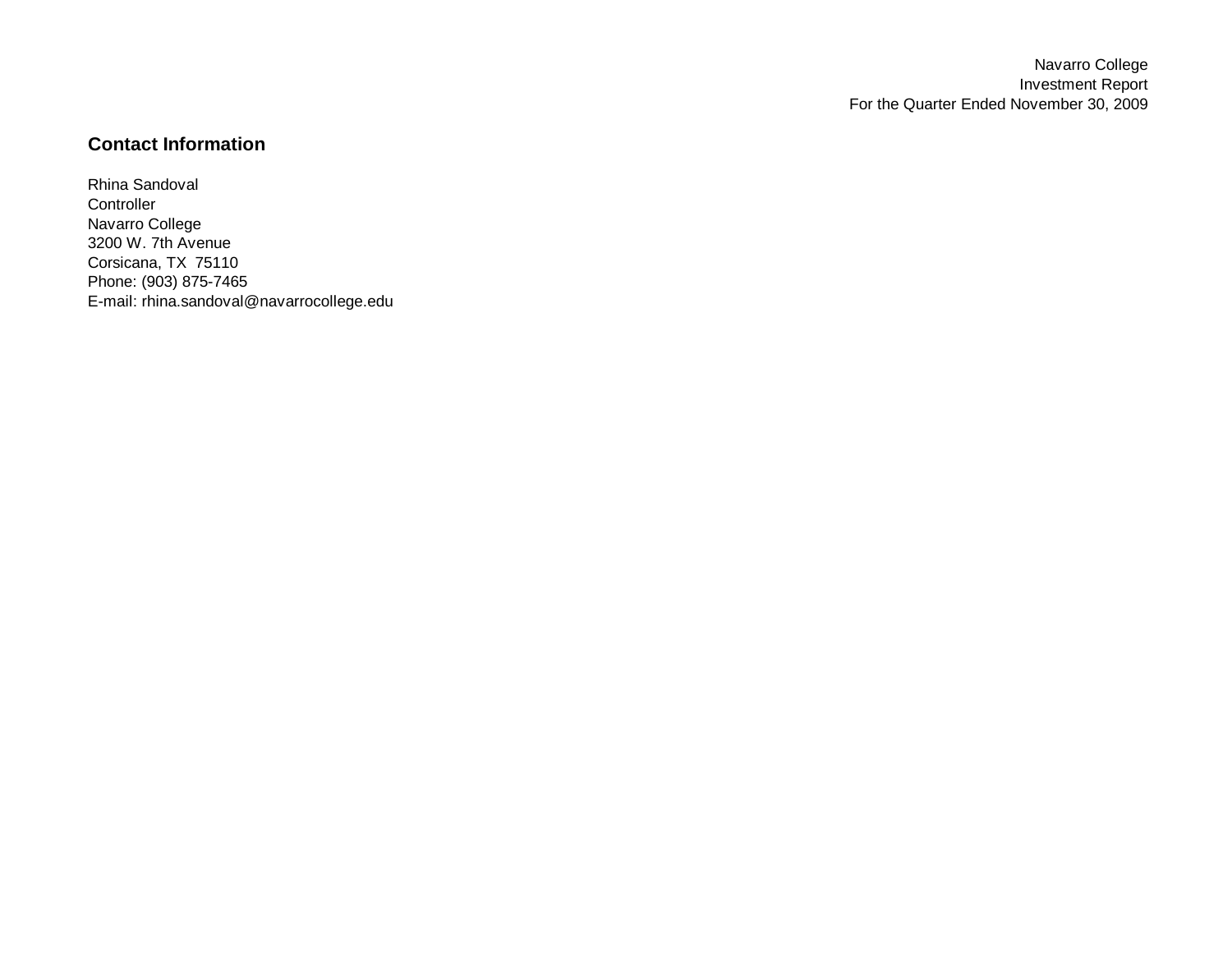Navarro College
Investment Report
For the Quarter Ended November 30, 2009

## Contact Information

Rhina Sandoval
Controller
Navarro College
3200 W. 7th Avenue
Corsicana, TX  75110
Phone: (903) 875-7465
E-mail: rhina.sandoval@navarrocollege.edu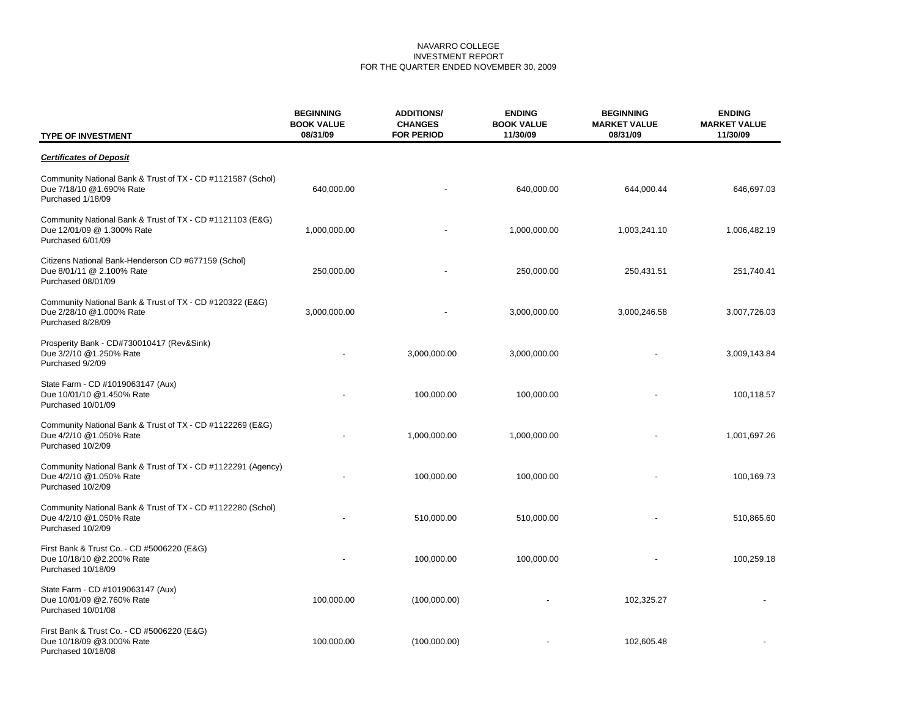NAVARRO COLLEGE
INVESTMENT REPORT
FOR THE QUARTER ENDED NOVEMBER 30, 2009

| TYPE OF INVESTMENT | BEGINNING BOOK VALUE 08/31/09 | ADDITIONS/ CHANGES FOR PERIOD | ENDING BOOK VALUE 11/30/09 | BEGINNING MARKET VALUE 08/31/09 | ENDING MARKET VALUE 11/30/09 |
|---|---|---|---|---|---|
| ***Certificates of Deposit*** | | | | | |
| Community National Bank & Trust of TX - CD #1121587 (Schol) Due 7/18/10 @1.690% Rate Purchased 1/18/09 | 640,000.00 | - | 640,000.00 | 644,000.44 | 646,697.03 |
| Community National Bank & Trust of TX - CD #1121103 (E&G) Due 12/01/09 @ 1.300% Rate Purchased 6/01/09 | 1,000,000.00 | - | 1,000,000.00 | 1,003,241.10 | 1,006,482.19 |
| Citizens National Bank-Henderson CD #677159 (Schol) Due 8/01/11 @ 2.100% Rate Purchased 08/01/09 | 250,000.00 | - | 250,000.00 | 250,431.51 | 251,740.41 |
| Community National Bank & Trust of TX - CD #120322 (E&G) Due 2/28/10 @1.000% Rate Purchased 8/28/09 | 3,000,000.00 | - | 3,000,000.00 | 3,000,246.58 | 3,007,726.03 |
| Prosperity Bank - CD#730010417 (Rev&Sink) Due 3/2/10 @1.250% Rate Purchased 9/2/09 | - | 3,000,000.00 | 3,000,000.00 | - | 3,009,143.84 |
| State Farm - CD #1019063147 (Aux) Due 10/01/10 @1.450% Rate Purchased 10/01/09 | - | 100,000.00 | 100,000.00 | - | 100,118.57 |
| Community National Bank & Trust of TX - CD #1122269 (E&G) Due 4/2/10 @1.050% Rate Purchased 10/2/09 | - | 1,000,000.00 | 1,000,000.00 | - | 1,001,697.26 |
| Community National Bank & Trust of TX - CD #1122291 (Agency) Due 4/2/10 @1.050% Rate Purchased 10/2/09 | - | 100,000.00 | 100,000.00 | - | 100,169.73 |
| Community National Bank & Trust of TX - CD #1122280 (Schol) Due 4/2/10 @1.050% Rate Purchased 10/2/09 | - | 510,000.00 | 510,000.00 | - | 510,865.60 |
| First Bank & Trust Co. - CD #5006220 (E&G) Due 10/18/10 @2.200% Rate Purchased 10/18/09 | - | 100,000.00 | 100,000.00 | - | 100,259.18 |
| State Farm - CD #1019063147 (Aux) Due 10/01/09 @2.760% Rate Purchased 10/01/08 | 100,000.00 | (100,000.00) | - | 102,325.27 | - |
| First Bank & Trust Co. - CD #5006220 (E&G) Due 10/18/09 @3.000% Rate Purchased 10/18/08 | 100,000.00 | (100,000.00) | - | 102,605.48 | - |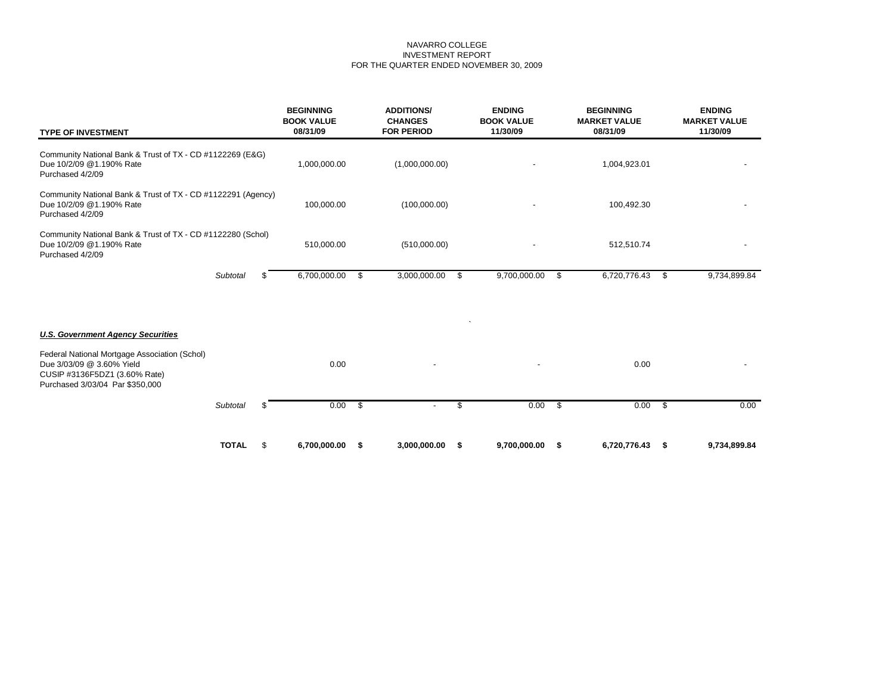NAVARRO COLLEGE
INVESTMENT REPORT
FOR THE QUARTER ENDED NOVEMBER 30, 2009

| TYPE OF INVESTMENT | BEGINNING BOOK VALUE 08/31/09 | ADDITIONS/ CHANGES FOR PERIOD | ENDING BOOK VALUE 11/30/09 | BEGINNING MARKET VALUE 08/31/09 | ENDING MARKET VALUE 11/30/09 |
|---|---|---|---|---|---|
| Community National Bank & Trust of TX - CD #1122269 (E&G) Due 10/2/09 @1.190% Rate Purchased 4/2/09 | 1,000,000.00 | (1,000,000.00) | - | 1,004,923.01 | - |
| Community National Bank & Trust of TX - CD #1122291 (Agency) Due 10/2/09 @1.190% Rate Purchased 4/2/09 | 100,000.00 | (100,000.00) | - | 100,492.30 | - |
| Community National Bank & Trust of TX - CD #1122280 (Schol) Due 10/2/09 @1.190% Rate Purchased 4/2/09 | 510,000.00 | (510,000.00) | - | 512,510.74 | - |
| *Subtotal* | $ 6,700,000.00 | $ 3,000,000.00 | $ 9,700,000.00 | $ 6,720,776.43 | $ 9,734,899.84 |
| ***U.S. Government Agency Securities*** | | | | | |
| Federal National Mortgage Association (Schol) Due 3/03/09 @ 3.60% Yield CUSIP #3136F5DZ1 (3.60% Rate) Purchased 3/03/04 Par $350,000 | 0.00 | - | - | 0.00 | - |
| *Subtotal* | $ 0.00 | $ - | $ 0.00 | $ 0.00 | $ 0.00 |
| **TOTAL** | **$ 6,700,000.00** | **$ 3,000,000.00** | **$ 9,700,000.00** | **$ 6,720,776.43** | **$ 9,734,899.84** |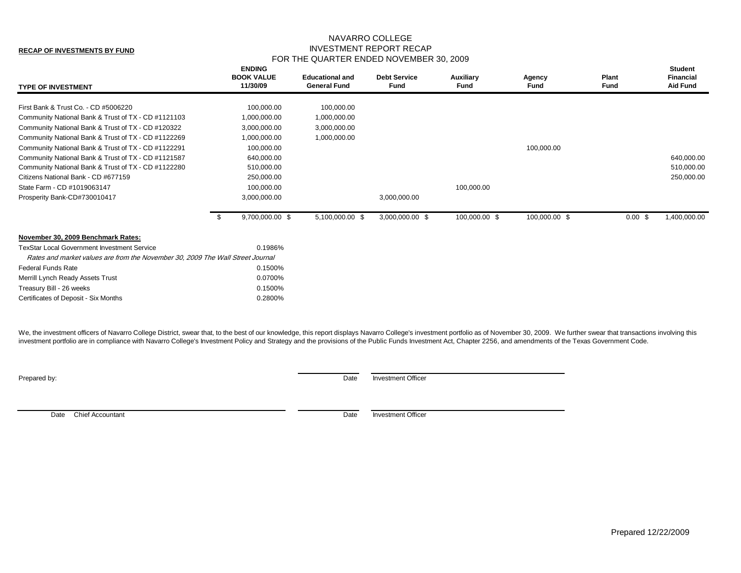**RECAP OF INVESTMENTS BY FUND**

# NAVARRO COLLEGE
## INVESTMENT REPORT RECAP
## FOR THE QUARTER ENDED NOVEMBER 30, 2009

| TYPE OF INVESTMENT | ENDING BOOK VALUE 11/30/09 | Educational and General Fund | Debt Service Fund | Auxiliary Fund | Agency Fund | Plant Fund | Student Financial Aid Fund |
|---|---|---|---|---|---|---|---|
| First Bank & Trust Co. - CD #5006220 | 100,000.00 | 100,000.00 | | | | | |
| Community National Bank & Trust of TX - CD #1121103 | 1,000,000.00 | 1,000,000.00 | | | | | |
| Community National Bank & Trust of TX - CD #120322 | 3,000,000.00 | 3,000,000.00 | | | | | |
| Community National Bank & Trust of TX - CD #1122269 | 1,000,000.00 | 1,000,000.00 | | | | | |
| Community National Bank & Trust of TX - CD #1122291 | 100,000.00 | | | | 100,000.00 | | |
| Community National Bank & Trust of TX - CD #1121587 | 640,000.00 | | | | | | 640,000.00 |
| Community National Bank & Trust of TX - CD #1122280 | 510,000.00 | | | | | | 510,000.00 |
| Citizens National Bank - CD #677159 | 250,000.00 | | | | | | 250,000.00 |
| State Farm - CD #1019063147 | 100,000.00 | | | 100,000.00 | | | |
| Prosperity Bank-CD#730010417 | 3,000,000.00 | | 3,000,000.00 | | | | |
| | $ 9,700,000.00 | $ 5,100,000.00 | $ 3,000,000.00 | $ 100,000.00 | $ 100,000.00 | $ 0.00 | $ 1,400,000.00 |

**November 30, 2009 Benchmark Rates:**

| | |
|---|---|
| TexStar Local Government Investment Service | 0.1986% |
| *Rates and market values are from the November 30, 2009 The Wall Street Journal* | |
| Federal Funds Rate | 0.1500% |
| Merrill Lynch Ready Assets Trust | 0.0700% |
| Treasury Bill - 26 weeks | 0.1500% |
| Certificates of Deposit - Six Months | 0.2800% |

We, the investment officers of Navarro College District, swear that, to the best of our knowledge, this report displays Navarro College's investment portfolio as of November 30, 2009. We further swear that transactions involving this investment portfolio are in compliance with Navarro College's Investment Policy and Strategy and the provisions of the Public Funds Investment Act, Chapter 2256, and amendments of the Texas Government Code.

Prepared by: ______________________ Date ______________________ Investment Officer

______________________ Date Chief Accountant ______________________ Date ______________________ Investment Officer

Prepared 12/22/2009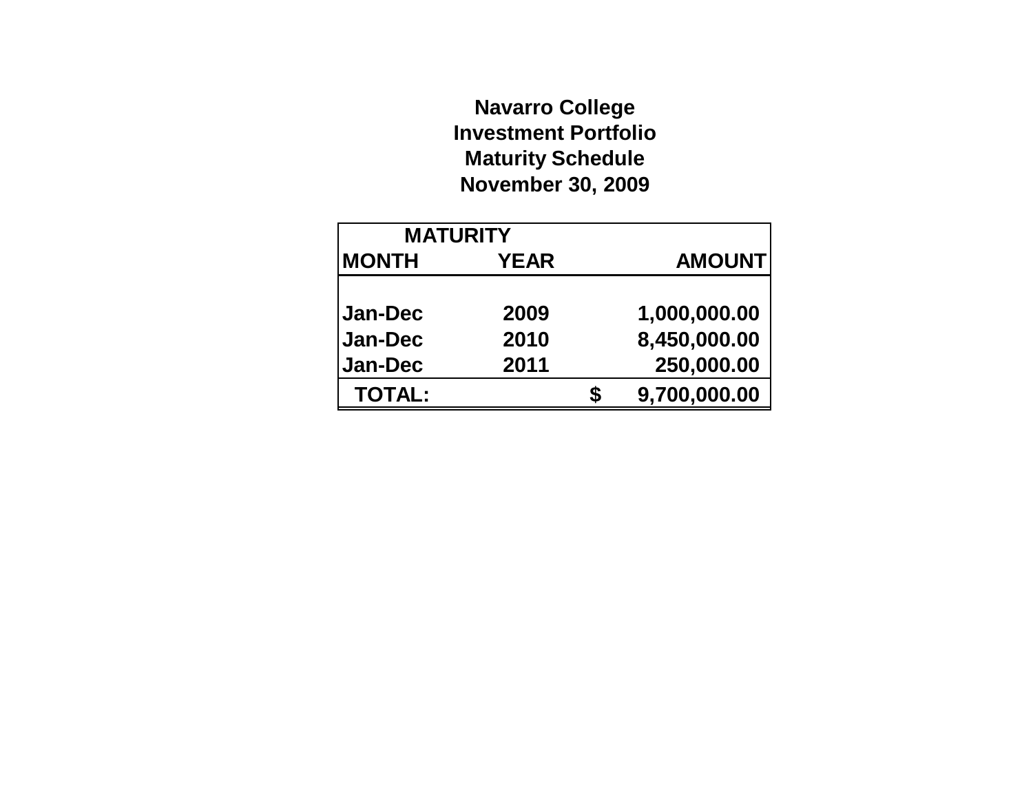# Navarro College
## Investment Portfolio
## Maturity Schedule
## November 30, 2009

| MATURITY | | | |
|---|---|---|---|
| **MONTH** | **YEAR** | | **AMOUNT** |
| Jan-Dec | 2009 | | 1,000,000.00 |
| Jan-Dec | 2010 | | 8,450,000.00 |
| Jan-Dec | 2011 | | 250,000.00 |
| **TOTAL:** | | $ | **9,700,000.00** |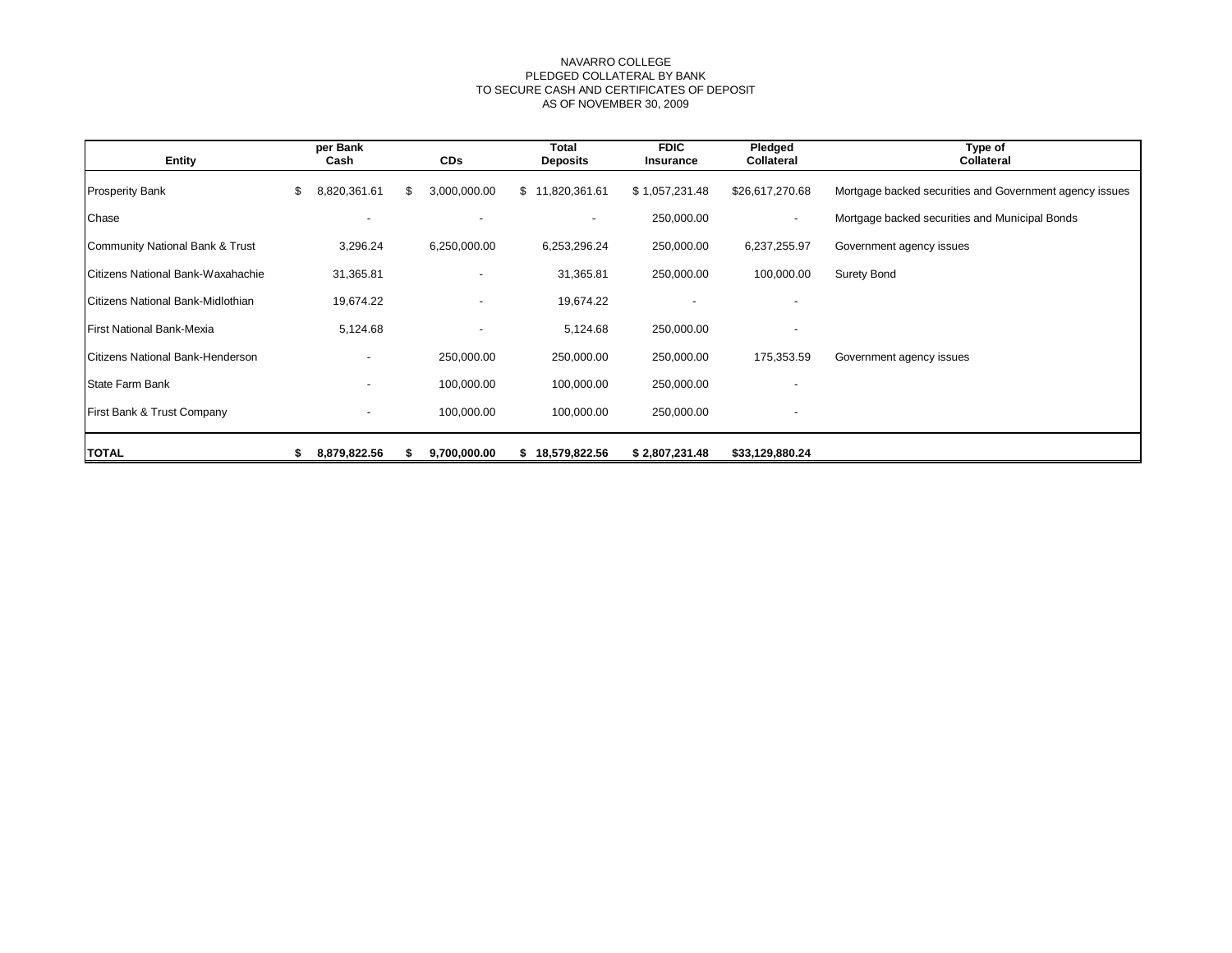NAVARRO COLLEGE
PLEDGED COLLATERAL BY BANK
TO SECURE CASH AND CERTIFICATES OF DEPOSIT
AS OF NOVEMBER 30, 2009

| Entity | per Bank Cash | CDs | Total Deposits | FDIC Insurance | Pledged Collateral | Type of Collateral |
|---|---|---|---|---|---|---|
| Prosperity Bank | $ 8,820,361.61 | $ 3,000,000.00 | $ 11,820,361.61 | $ 1,057,231.48 | $26,617,270.68 | Mortgage backed securities and Government agency issues |
| Chase | - | - | - | 250,000.00 | - | Mortgage backed securities and Municipal Bonds |
| Community National Bank & Trust | 3,296.24 | 6,250,000.00 | 6,253,296.24 | 250,000.00 | 6,237,255.97 | Government agency issues |
| Citizens National Bank-Waxahachie | 31,365.81 | - | 31,365.81 | 250,000.00 | 100,000.00 | Surety Bond |
| Citizens National Bank-Midlothian | 19,674.22 | - | 19,674.22 | - | - | |
| First National Bank-Mexia | 5,124.68 | - | 5,124.68 | 250,000.00 | - | |
| Citizens National Bank-Henderson | - | 250,000.00 | 250,000.00 | 250,000.00 | 175,353.59 | Government agency issues |
| State Farm Bank | - | 100,000.00 | 100,000.00 | 250,000.00 | - | |
| First Bank & Trust Company | - | 100,000.00 | 100,000.00 | 250,000.00 | - | |
| **TOTAL** | **$ 8,879,822.56** | **$ 9,700,000.00** | **$ 18,579,822.56** | **$ 2,807,231.48** | **$33,129,880.24** | |